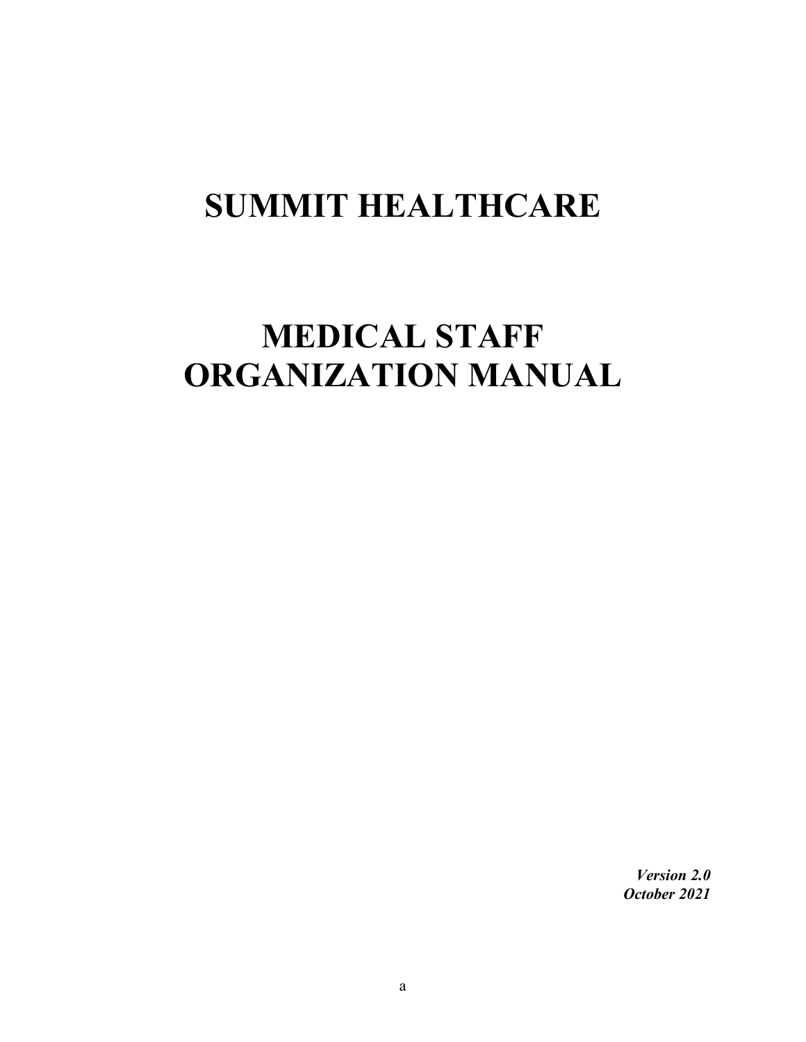# SUMMIT HEALTHCARE

# MEDICAL STAFF ORGANIZATION MANUAL

***Version 2.0***
***October 2021***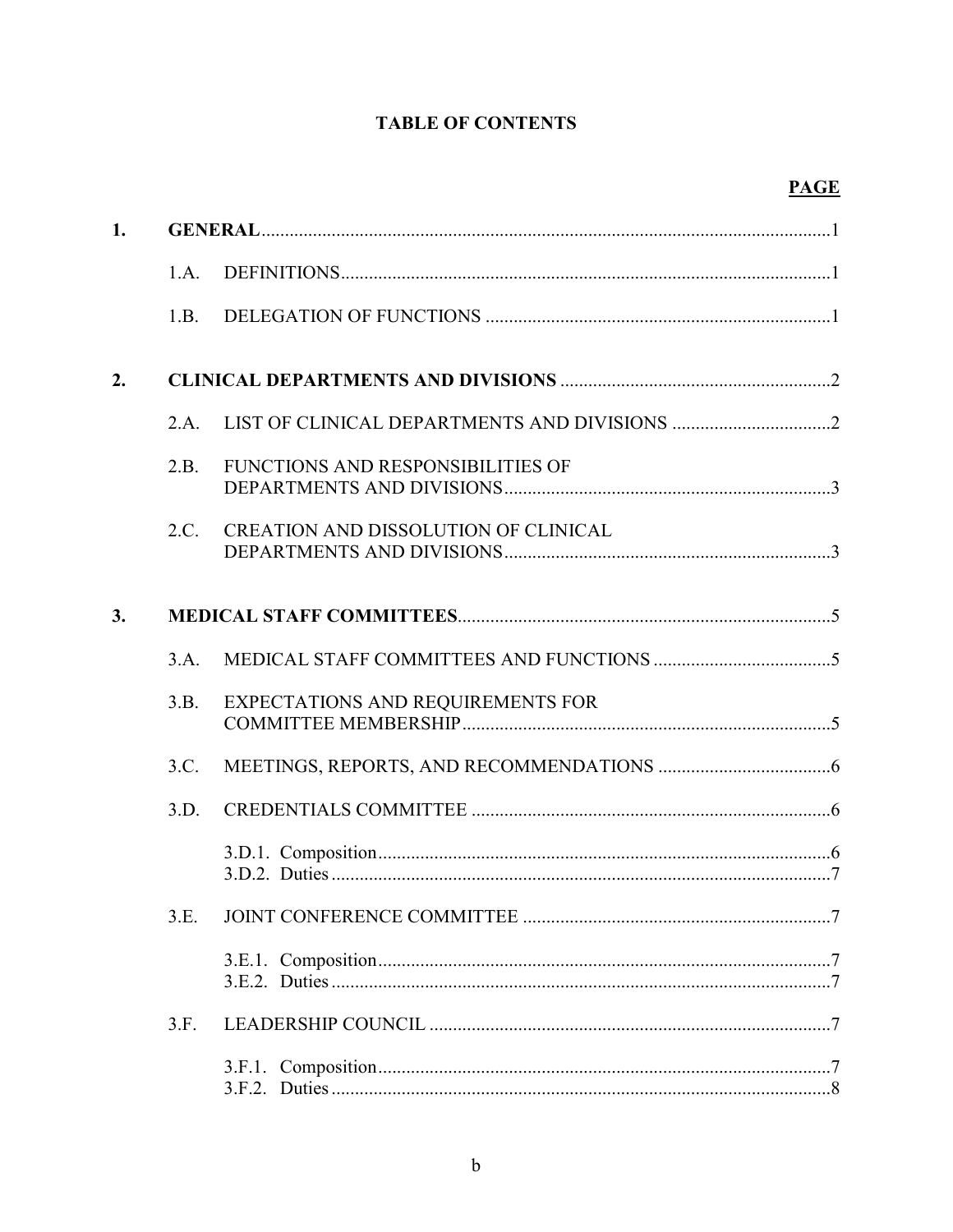# TABLE OF CONTENTS

| | | | PAGE |
|---|---|---|---|
| **1.** | **GENERAL** | | 1 |
| | 1.A. | DEFINITIONS | 1 |
| | 1.B. | DELEGATION OF FUNCTIONS | 1 |
| **2.** | **CLINICAL DEPARTMENTS AND DIVISIONS** | | 2 |
| | 2.A. | LIST OF CLINICAL DEPARTMENTS AND DIVISIONS | 2 |
| | 2.B. | FUNCTIONS AND RESPONSIBILITIES OF DEPARTMENTS AND DIVISIONS | 3 |
| | 2.C. | CREATION AND DISSOLUTION OF CLINICAL DEPARTMENTS AND DIVISIONS | 3 |
| **3.** | **MEDICAL STAFF COMMITTEES** | | 5 |
| | 3.A. | MEDICAL STAFF COMMITTEES AND FUNCTIONS | 5 |
| | 3.B. | EXPECTATIONS AND REQUIREMENTS FOR COMMITTEE MEMBERSHIP | 5 |
| | 3.C. | MEETINGS, REPORTS, AND RECOMMENDATIONS | 6 |
| | 3.D. | CREDENTIALS COMMITTEE | 6 |
| | | 3.D.1. Composition | 6 |
| | | 3.D.2. Duties | 7 |
| | 3.E. | JOINT CONFERENCE COMMITTEE | 7 |
| | | 3.E.1. Composition | 7 |
| | | 3.E.2. Duties | 7 |
| | 3.F. | LEADERSHIP COUNCIL | 7 |
| | | 3.F.1. Composition | 7 |
| | | 3.F.2. Duties | 8 |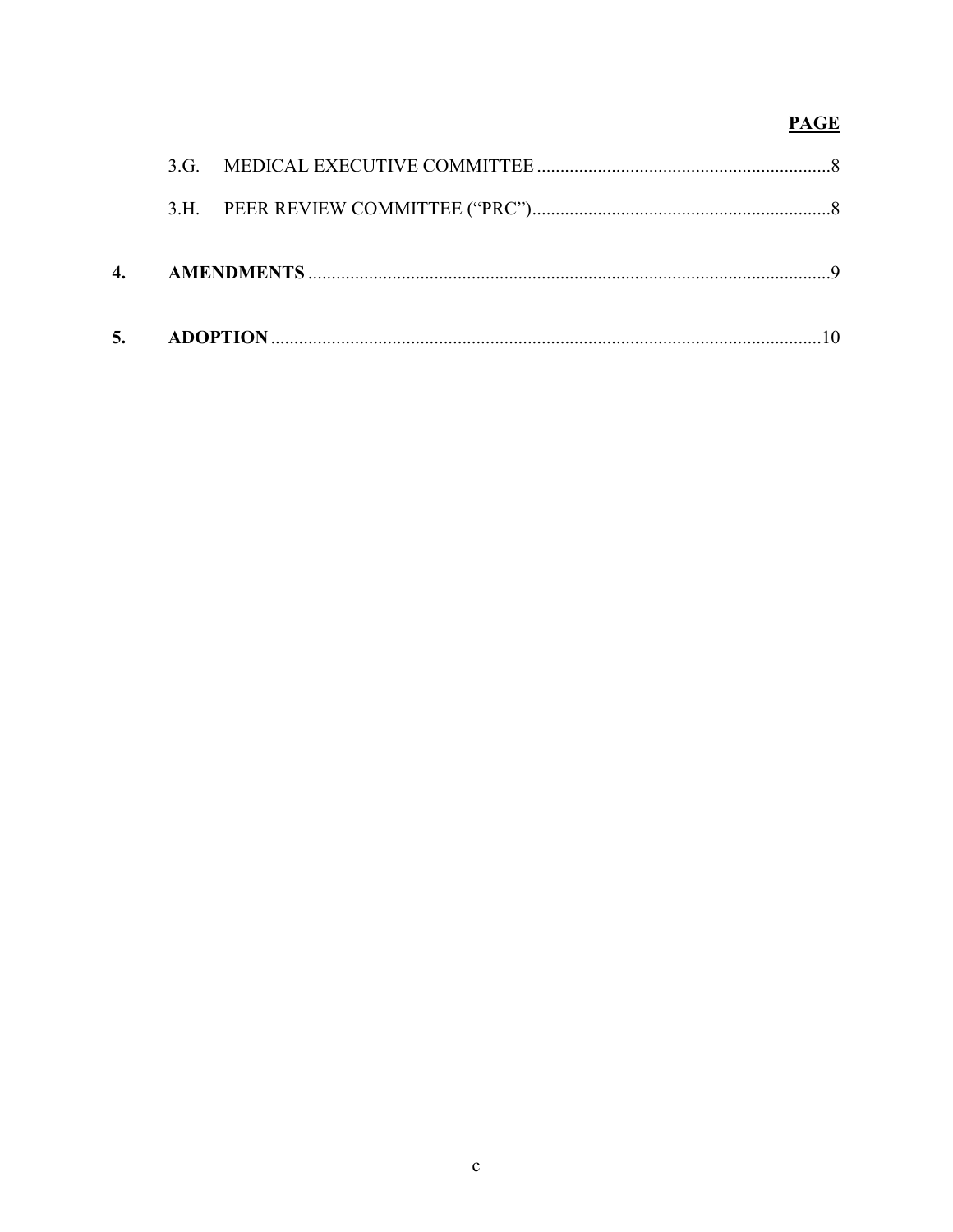| | | PAGE |
|---|---|---|
| 3.G. | MEDICAL EXECUTIVE COMMITTEE | 8 |
| 3.H. | PEER REVIEW COMMITTEE ("PRC") | 8 |
| **4.** | **AMENDMENTS** | 9 |
| **5.** | **ADOPTION** | 10 |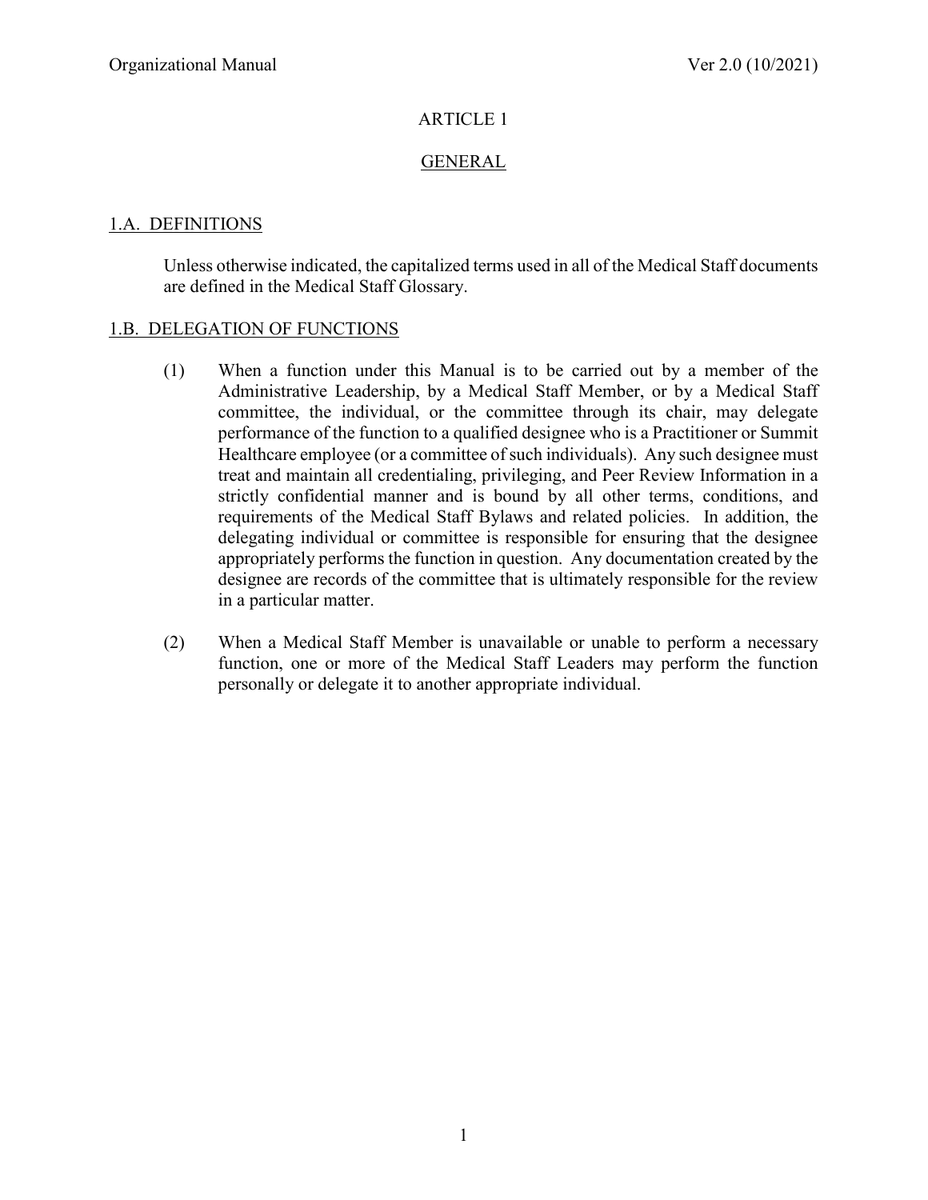# ARTICLE 1

## GENERAL

### 1.A. DEFINITIONS

Unless otherwise indicated, the capitalized terms used in all of the Medical Staff documents are defined in the Medical Staff Glossary.

### 1.B. DELEGATION OF FUNCTIONS

(1) When a function under this Manual is to be carried out by a member of the Administrative Leadership, by a Medical Staff Member, or by a Medical Staff committee, the individual, or the committee through its chair, may delegate performance of the function to a qualified designee who is a Practitioner or Summit Healthcare employee (or a committee of such individuals). Any such designee must treat and maintain all credentialing, privileging, and Peer Review Information in a strictly confidential manner and is bound by all other terms, conditions, and requirements of the Medical Staff Bylaws and related policies. In addition, the delegating individual or committee is responsible for ensuring that the designee appropriately performs the function in question. Any documentation created by the designee are records of the committee that is ultimately responsible for the review in a particular matter.

(2) When a Medical Staff Member is unavailable or unable to perform a necessary function, one or more of the Medical Staff Leaders may perform the function personally or delegate it to another appropriate individual.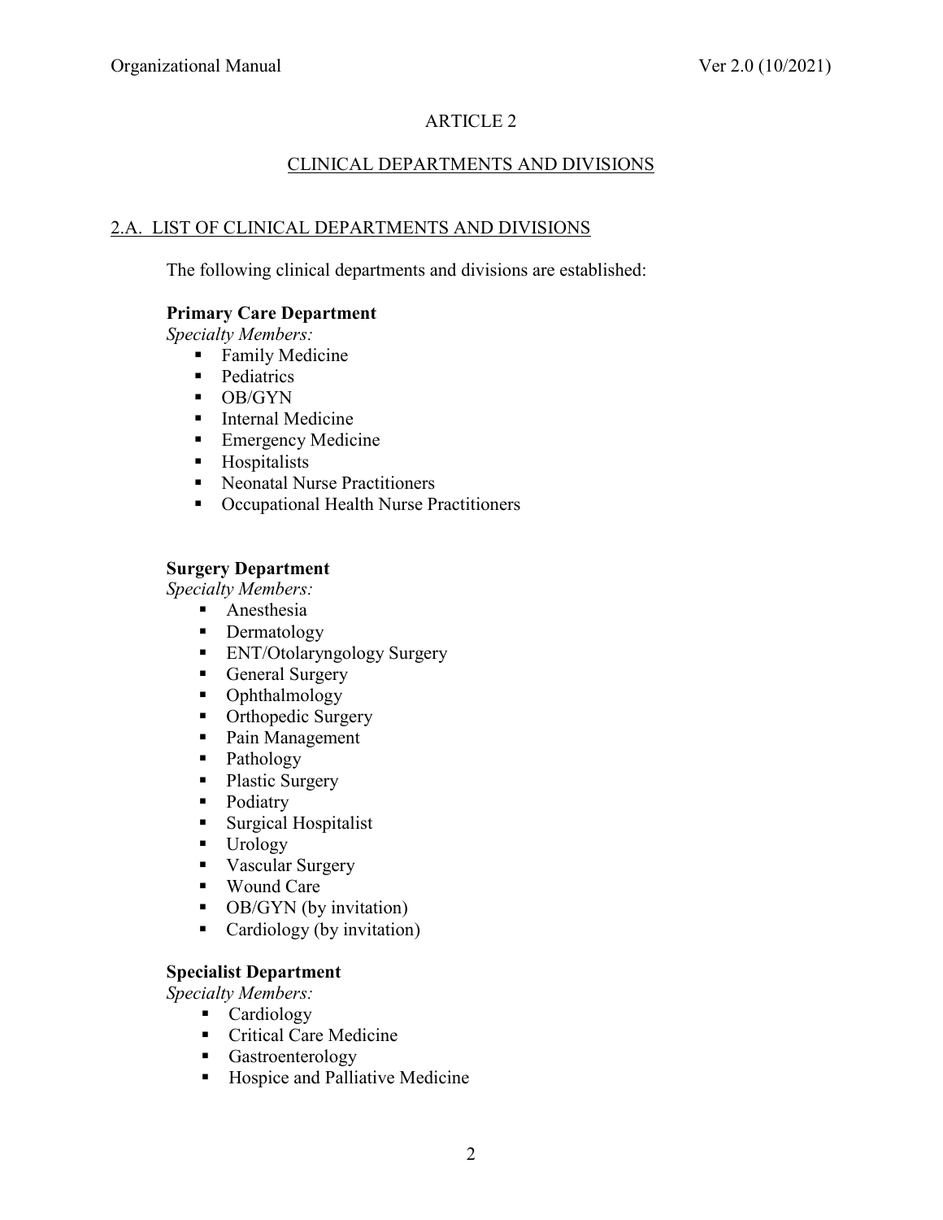# ARTICLE 2

## CLINICAL DEPARTMENTS AND DIVISIONS

### 2.A. LIST OF CLINICAL DEPARTMENTS AND DIVISIONS

The following clinical departments and divisions are established:

**Primary Care Department**
*Specialty Members:*

- Family Medicine
- Pediatrics
- OB/GYN
- Internal Medicine
- Emergency Medicine
- Hospitalists
- Neonatal Nurse Practitioners
- Occupational Health Nurse Practitioners

**Surgery Department**
*Specialty Members:*

- Anesthesia
- Dermatology
- ENT/Otolaryngology Surgery
- General Surgery
- Ophthalmology
- Orthopedic Surgery
- Pain Management
- Pathology
- Plastic Surgery
- Podiatry
- Surgical Hospitalist
- Urology
- Vascular Surgery
- Wound Care
- OB/GYN (by invitation)
- Cardiology (by invitation)

**Specialist Department**
*Specialty Members:*

- Cardiology
- Critical Care Medicine
- Gastroenterology
- Hospice and Palliative Medicine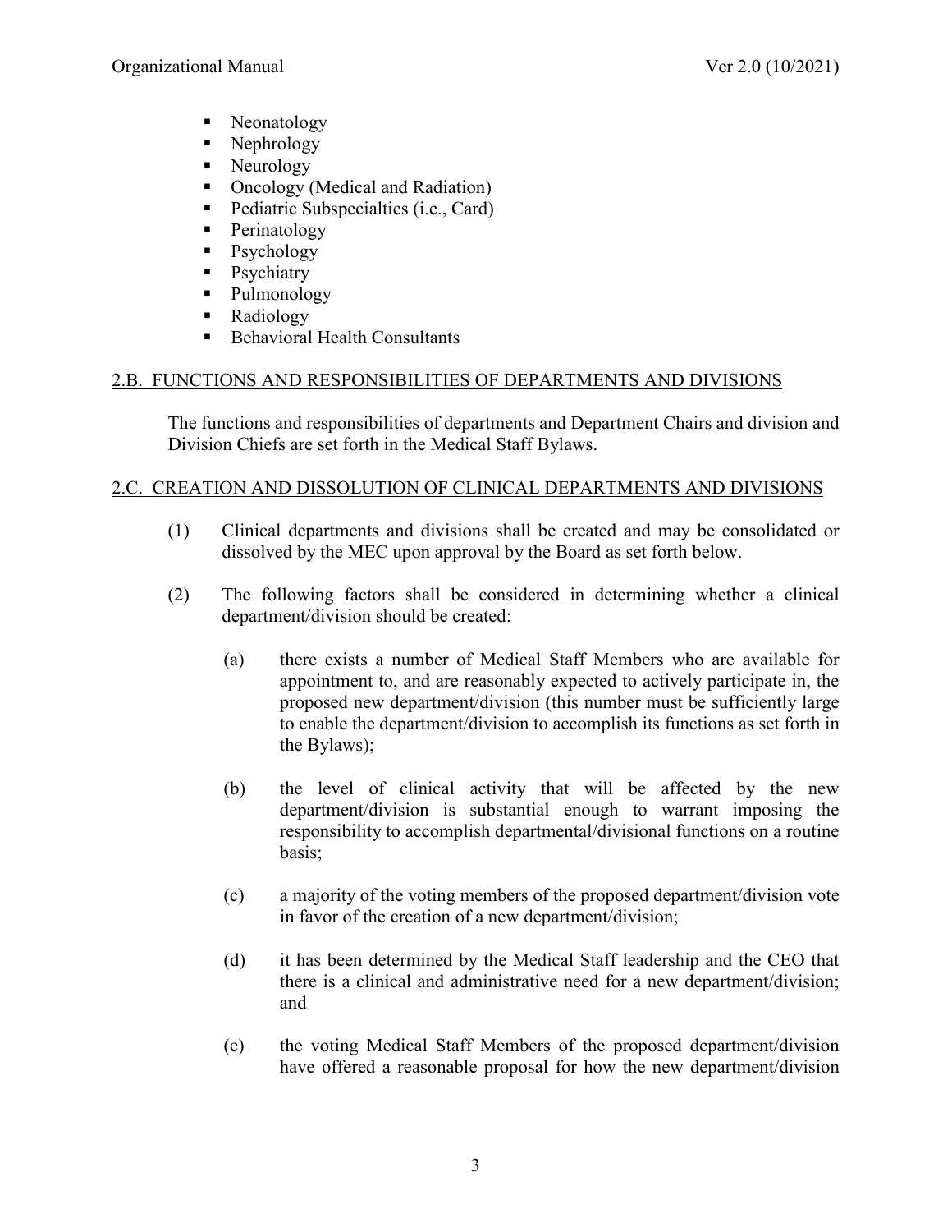- Neonatology
- Nephrology
- Neurology
- Oncology (Medical and Radiation)
- Pediatric Subspecialties (i.e., Card)
- Perinatology
- Psychology
- Psychiatry
- Pulmonology
- Radiology
- Behavioral Health Consultants

## 2.B. FUNCTIONS AND RESPONSIBILITIES OF DEPARTMENTS AND DIVISIONS

The functions and responsibilities of departments and Department Chairs and division and Division Chiefs are set forth in the Medical Staff Bylaws.

## 2.C. CREATION AND DISSOLUTION OF CLINICAL DEPARTMENTS AND DIVISIONS

(1) Clinical departments and divisions shall be created and may be consolidated or dissolved by the MEC upon approval by the Board as set forth below.

(2) The following factors shall be considered in determining whether a clinical department/division should be created:

(a) there exists a number of Medical Staff Members who are available for appointment to, and are reasonably expected to actively participate in, the proposed new department/division (this number must be sufficiently large to enable the department/division to accomplish its functions as set forth in the Bylaws);

(b) the level of clinical activity that will be affected by the new department/division is substantial enough to warrant imposing the responsibility to accomplish departmental/divisional functions on a routine basis;

(c) a majority of the voting members of the proposed department/division vote in favor of the creation of a new department/division;

(d) it has been determined by the Medical Staff leadership and the CEO that there is a clinical and administrative need for a new department/division; and

(e) the voting Medical Staff Members of the proposed department/division have offered a reasonable proposal for how the new department/division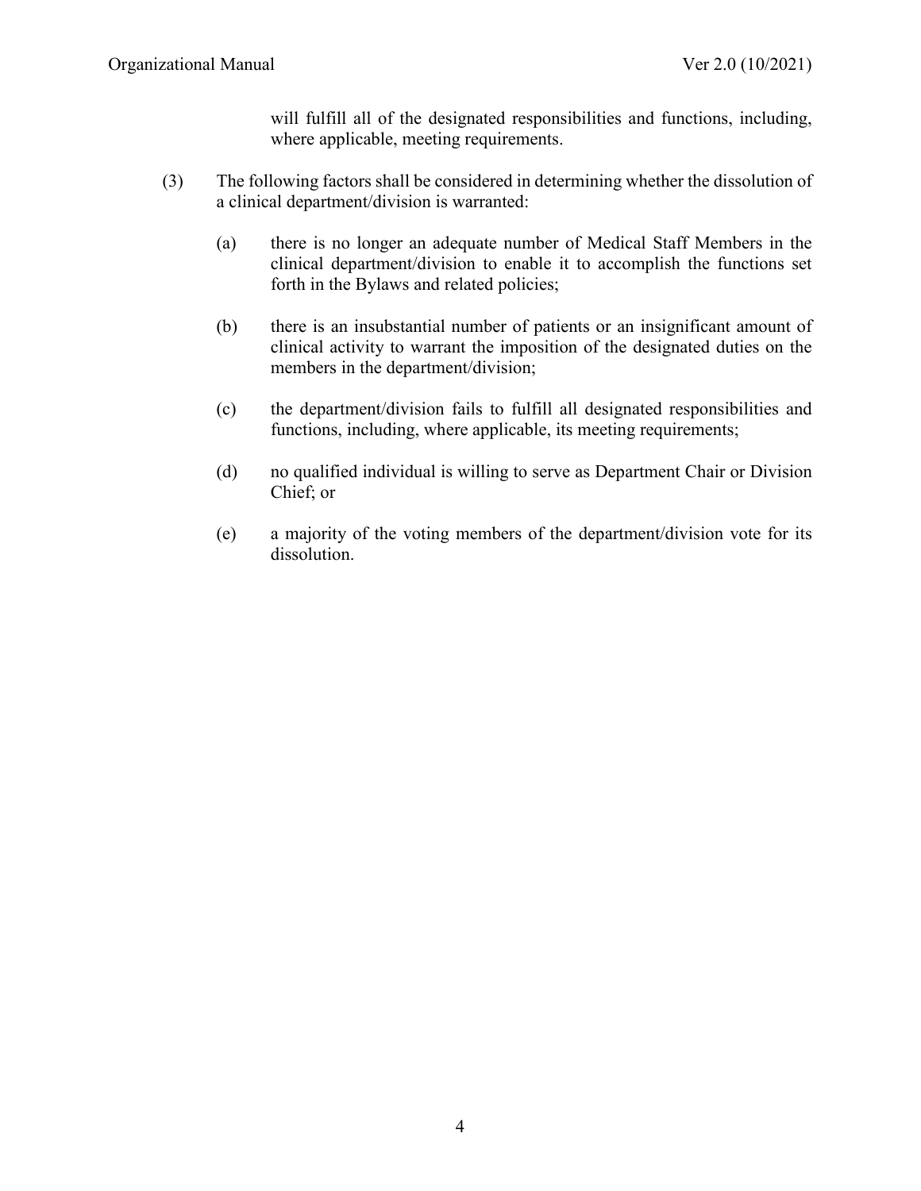will fulfill all of the designated responsibilities and functions, including, where applicable, meeting requirements.

(3) The following factors shall be considered in determining whether the dissolution of a clinical department/division is warranted:

(a) there is no longer an adequate number of Medical Staff Members in the clinical department/division to enable it to accomplish the functions set forth in the Bylaws and related policies;

(b) there is an insubstantial number of patients or an insignificant amount of clinical activity to warrant the imposition of the designated duties on the members in the department/division;

(c) the department/division fails to fulfill all designated responsibilities and functions, including, where applicable, its meeting requirements;

(d) no qualified individual is willing to serve as Department Chair or Division Chief; or

(e) a majority of the voting members of the department/division vote for its dissolution.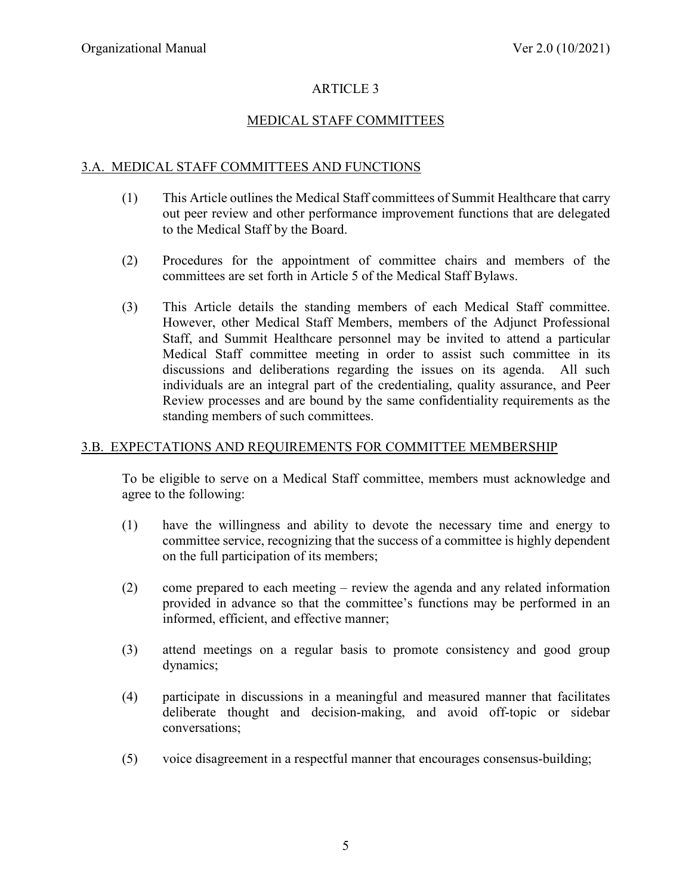# ARTICLE 3

## MEDICAL STAFF COMMITTEES

### 3.A. MEDICAL STAFF COMMITTEES AND FUNCTIONS

(1) This Article outlines the Medical Staff committees of Summit Healthcare that carry out peer review and other performance improvement functions that are delegated to the Medical Staff by the Board.

(2) Procedures for the appointment of committee chairs and members of the committees are set forth in Article 5 of the Medical Staff Bylaws.

(3) This Article details the standing members of each Medical Staff committee. However, other Medical Staff Members, members of the Adjunct Professional Staff, and Summit Healthcare personnel may be invited to attend a particular Medical Staff committee meeting in order to assist such committee in its discussions and deliberations regarding the issues on its agenda. All such individuals are an integral part of the credentialing, quality assurance, and Peer Review processes and are bound by the same confidentiality requirements as the standing members of such committees.

### 3.B. EXPECTATIONS AND REQUIREMENTS FOR COMMITTEE MEMBERSHIP

To be eligible to serve on a Medical Staff committee, members must acknowledge and agree to the following:

(1) have the willingness and ability to devote the necessary time and energy to committee service, recognizing that the success of a committee is highly dependent on the full participation of its members;

(2) come prepared to each meeting – review the agenda and any related information provided in advance so that the committee's functions may be performed in an informed, efficient, and effective manner;

(3) attend meetings on a regular basis to promote consistency and good group dynamics;

(4) participate in discussions in a meaningful and measured manner that facilitates deliberate thought and decision-making, and avoid off-topic or sidebar conversations;

(5) voice disagreement in a respectful manner that encourages consensus-building;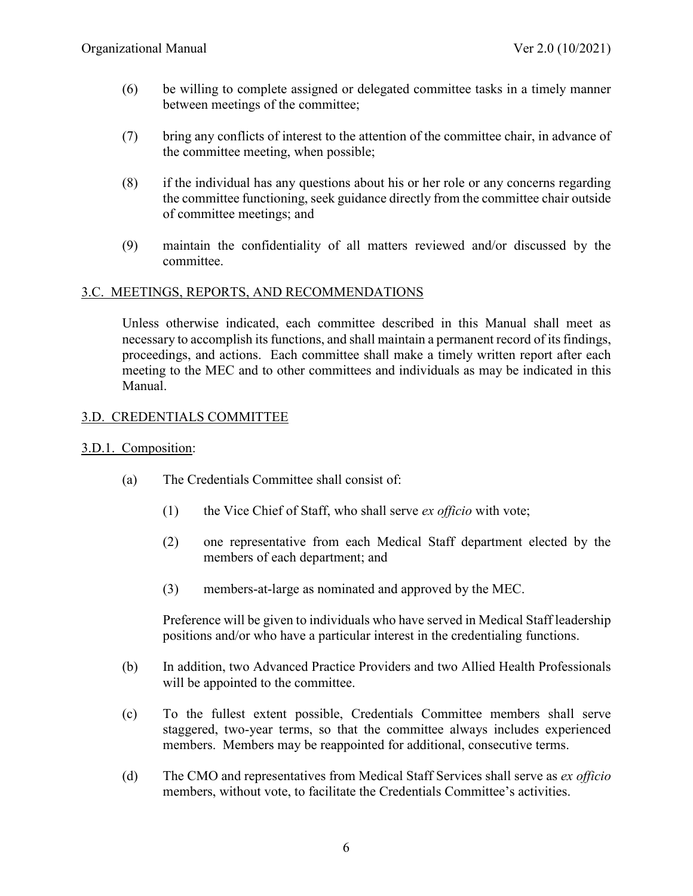(6) be willing to complete assigned or delegated committee tasks in a timely manner between meetings of the committee;

(7) bring any conflicts of interest to the attention of the committee chair, in advance of the committee meeting, when possible;

(8) if the individual has any questions about his or her role or any concerns regarding the committee functioning, seek guidance directly from the committee chair outside of committee meetings; and

(9) maintain the confidentiality of all matters reviewed and/or discussed by the committee.

## 3.C. MEETINGS, REPORTS, AND RECOMMENDATIONS

Unless otherwise indicated, each committee described in this Manual shall meet as necessary to accomplish its functions, and shall maintain a permanent record of its findings, proceedings, and actions. Each committee shall make a timely written report after each meeting to the MEC and to other committees and individuals as may be indicated in this Manual.

## 3.D. CREDENTIALS COMMITTEE

### 3.D.1. Composition:

(a) The Credentials Committee shall consist of:

(1) the Vice Chief of Staff, who shall serve *ex officio* with vote;

(2) one representative from each Medical Staff department elected by the members of each department; and

(3) members-at-large as nominated and approved by the MEC.

Preference will be given to individuals who have served in Medical Staff leadership positions and/or who have a particular interest in the credentialing functions.

(b) In addition, two Advanced Practice Providers and two Allied Health Professionals will be appointed to the committee.

(c) To the fullest extent possible, Credentials Committee members shall serve staggered, two-year terms, so that the committee always includes experienced members. Members may be reappointed for additional, consecutive terms.

(d) The CMO and representatives from Medical Staff Services shall serve as *ex officio* members, without vote, to facilitate the Credentials Committee's activities.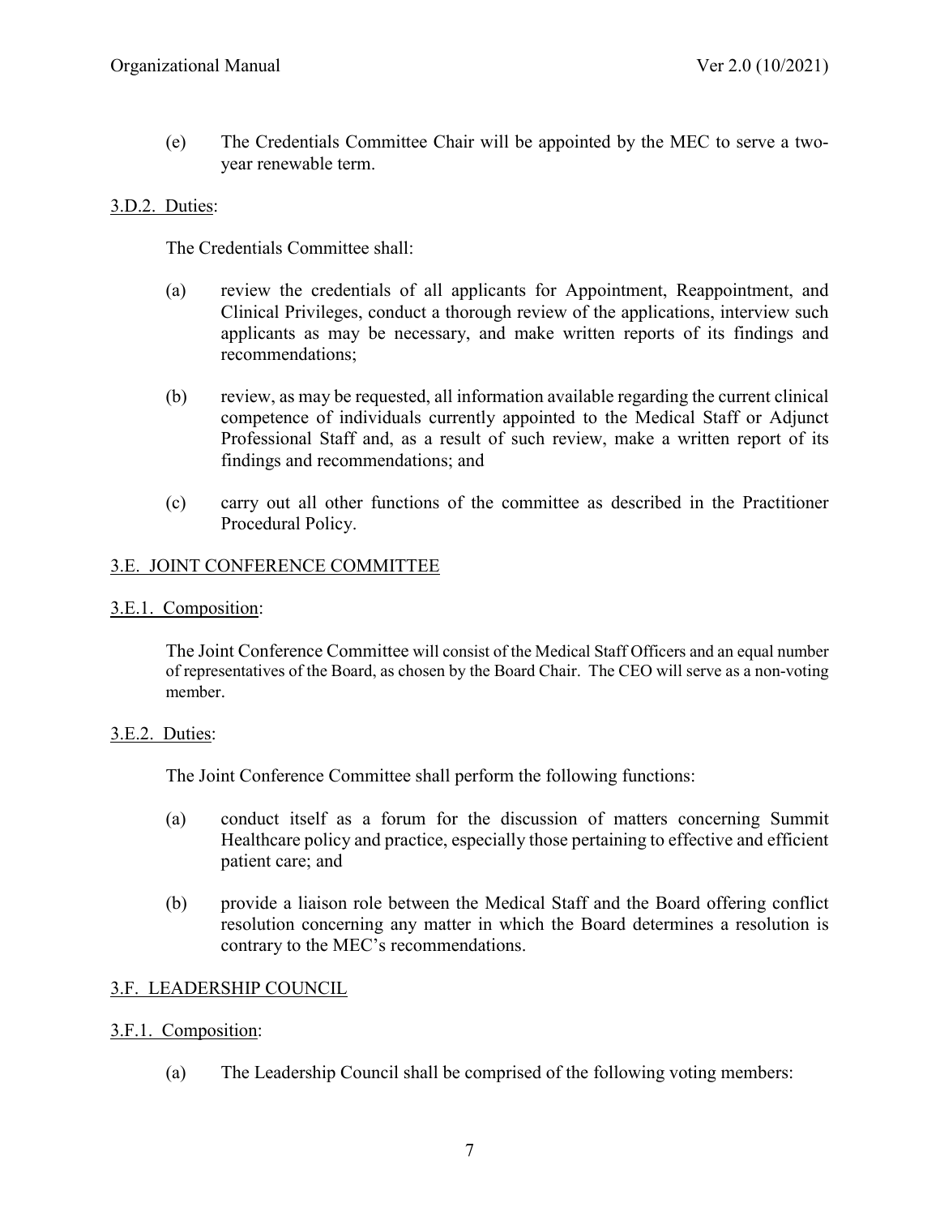(e) The Credentials Committee Chair will be appointed by the MEC to serve a two-year renewable term.

3.D.2. Duties:

The Credentials Committee shall:

(a) review the credentials of all applicants for Appointment, Reappointment, and Clinical Privileges, conduct a thorough review of the applications, interview such applicants as may be necessary, and make written reports of its findings and recommendations;

(b) review, as may be requested, all information available regarding the current clinical competence of individuals currently appointed to the Medical Staff or Adjunct Professional Staff and, as a result of such review, make a written report of its findings and recommendations; and

(c) carry out all other functions of the committee as described in the Practitioner Procedural Policy.

## 3.E. JOINT CONFERENCE COMMITTEE

3.E.1. Composition:

The Joint Conference Committee will consist of the Medical Staff Officers and an equal number of representatives of the Board, as chosen by the Board Chair. The CEO will serve as a non-voting member.

3.E.2. Duties:

The Joint Conference Committee shall perform the following functions:

(a) conduct itself as a forum for the discussion of matters concerning Summit Healthcare policy and practice, especially those pertaining to effective and efficient patient care; and

(b) provide a liaison role between the Medical Staff and the Board offering conflict resolution concerning any matter in which the Board determines a resolution is contrary to the MEC's recommendations.

## 3.F. LEADERSHIP COUNCIL

3.F.1. Composition:

(a) The Leadership Council shall be comprised of the following voting members: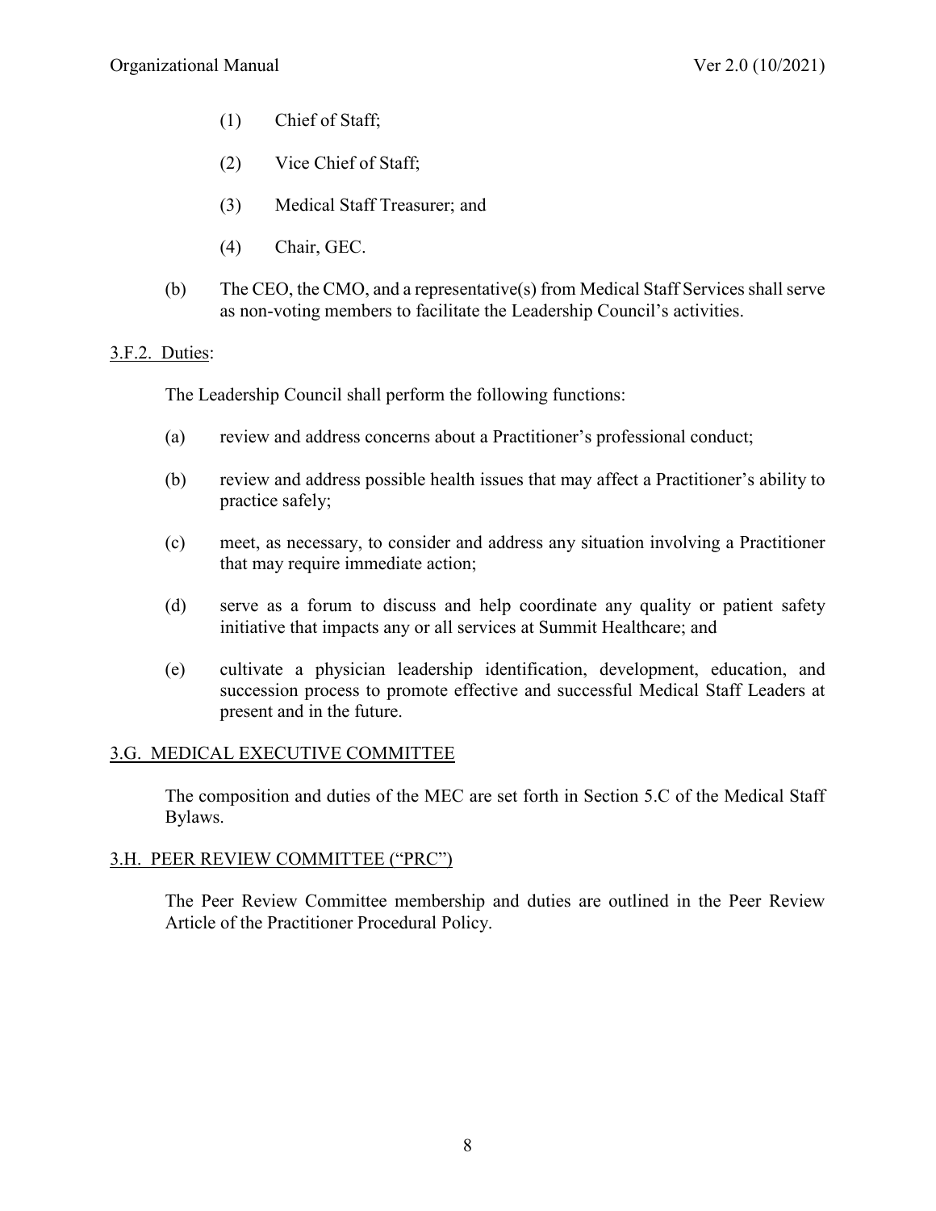(1) Chief of Staff;

(2) Vice Chief of Staff;

(3) Medical Staff Treasurer; and

(4) Chair, GEC.

(b) The CEO, the CMO, and a representative(s) from Medical Staff Services shall serve as non-voting members to facilitate the Leadership Council's activities.

3.F.2. Duties:

The Leadership Council shall perform the following functions:

(a) review and address concerns about a Practitioner's professional conduct;

(b) review and address possible health issues that may affect a Practitioner's ability to practice safely;

(c) meet, as necessary, to consider and address any situation involving a Practitioner that may require immediate action;

(d) serve as a forum to discuss and help coordinate any quality or patient safety initiative that impacts any or all services at Summit Healthcare; and

(e) cultivate a physician leadership identification, development, education, and succession process to promote effective and successful Medical Staff Leaders at present and in the future.

## 3.G. MEDICAL EXECUTIVE COMMITTEE

The composition and duties of the MEC are set forth in Section 5.C of the Medical Staff Bylaws.

## 3.H. PEER REVIEW COMMITTEE ("PRC")

The Peer Review Committee membership and duties are outlined in the Peer Review Article of the Practitioner Procedural Policy.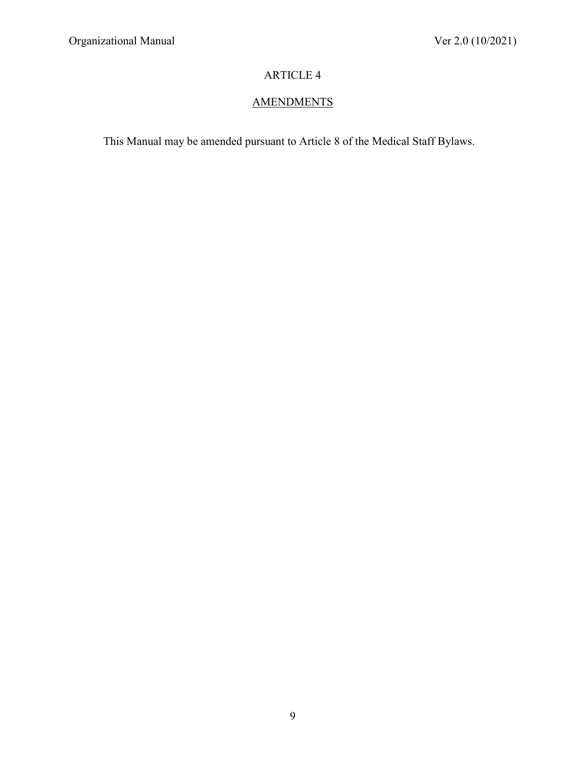# ARTICLE 4

## AMENDMENTS

This Manual may be amended pursuant to Article 8 of the Medical Staff Bylaws.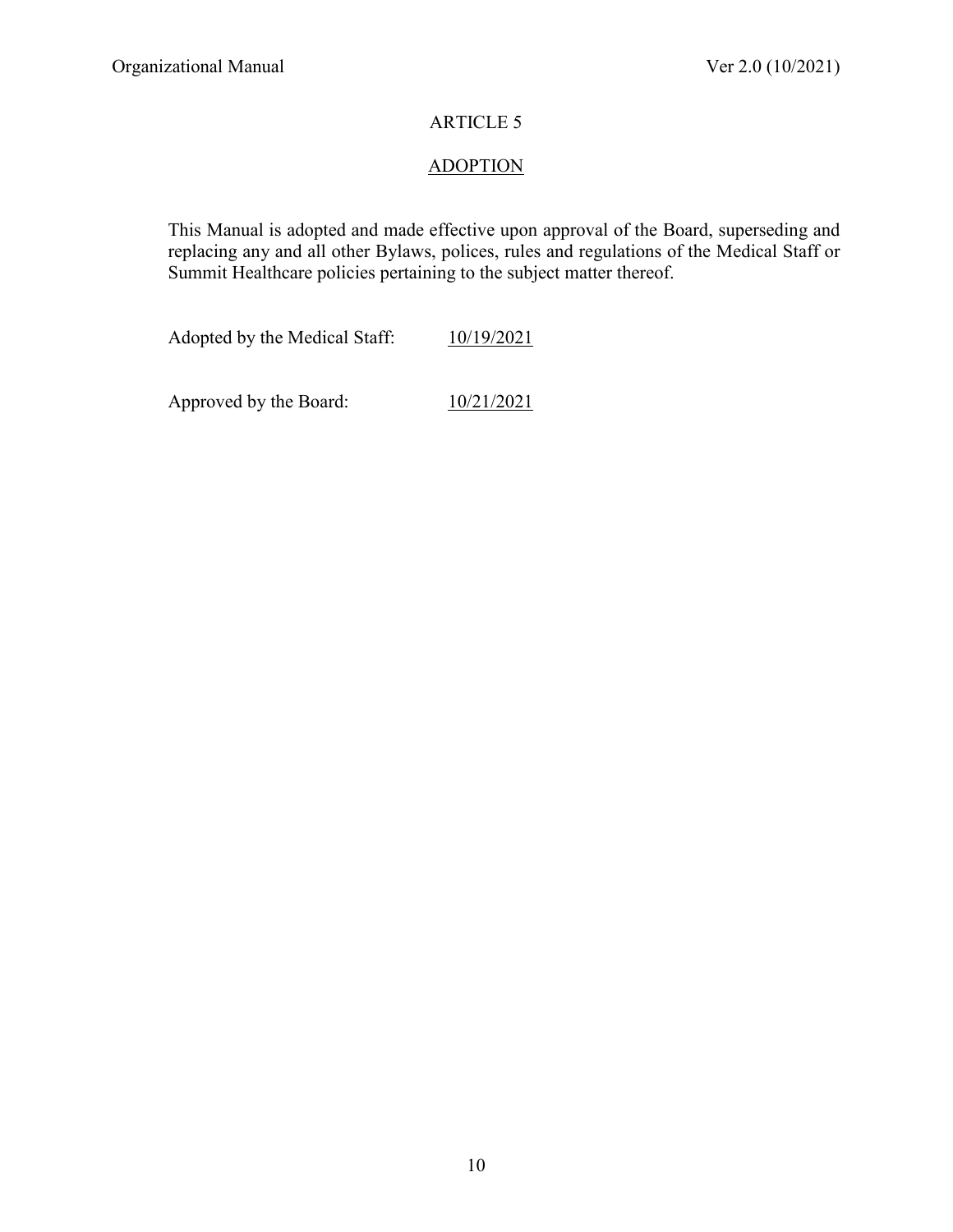# ARTICLE 5

## ADOPTION

This Manual is adopted and made effective upon approval of the Board, superseding and replacing any and all other Bylaws, polices, rules and regulations of the Medical Staff or Summit Healthcare policies pertaining to the subject matter thereof.

Adopted by the Medical Staff: 10/19/2021

Approved by the Board: 10/21/2021